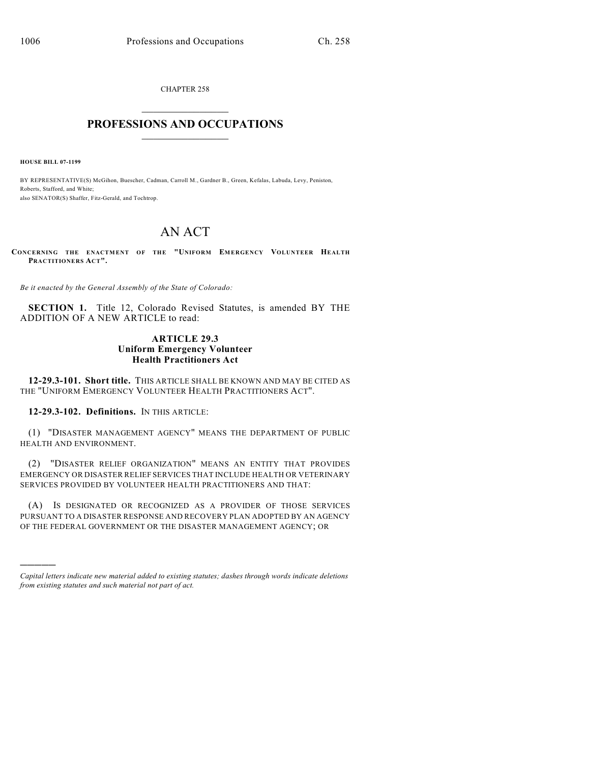CHAPTER 258

# PROFESSIONS AND OCCUPATIONS

**HOUSE BILL 07-1199**

BY REPRESENTATIVE(S) McGihon, Buescher, Cadman, Carroll M., Gardner B., Green, Kefalas, Labuda, Levy, Peniston, Roberts, Stafford, and White;
also SENATOR(S) Shaffer, Fitz-Gerald, and Tochtrop.

# AN ACT

**CONCERNING THE ENACTMENT OF THE "UNIFORM EMERGENCY VOLUNTEER HEALTH PRACTITIONERS ACT".**

*Be it enacted by the General Assembly of the State of Colorado:*

**SECTION 1.** Title 12, Colorado Revised Statutes, is amended BY THE ADDITION OF A NEW ARTICLE to read:

### ARTICLE 29.3
### Uniform Emergency Volunteer Health Practitioners Act

**12-29.3-101. Short title.** THIS ARTICLE SHALL BE KNOWN AND MAY BE CITED AS THE "UNIFORM EMERGENCY VOLUNTEER HEALTH PRACTITIONERS ACT".

**12-29.3-102. Definitions.** IN THIS ARTICLE:

(1) "DISASTER MANAGEMENT AGENCY" MEANS THE DEPARTMENT OF PUBLIC HEALTH AND ENVIRONMENT.

(2) "DISASTER RELIEF ORGANIZATION" MEANS AN ENTITY THAT PROVIDES EMERGENCY OR DISASTER RELIEF SERVICES THAT INCLUDE HEALTH OR VETERINARY SERVICES PROVIDED BY VOLUNTEER HEALTH PRACTITIONERS AND THAT:

(A) IS DESIGNATED OR RECOGNIZED AS A PROVIDER OF THOSE SERVICES PURSUANT TO A DISASTER RESPONSE AND RECOVERY PLAN ADOPTED BY AN AGENCY OF THE FEDERAL GOVERNMENT OR THE DISASTER MANAGEMENT AGENCY; OR

*Capital letters indicate new material added to existing statutes; dashes through words indicate deletions from existing statutes and such material not part of act.*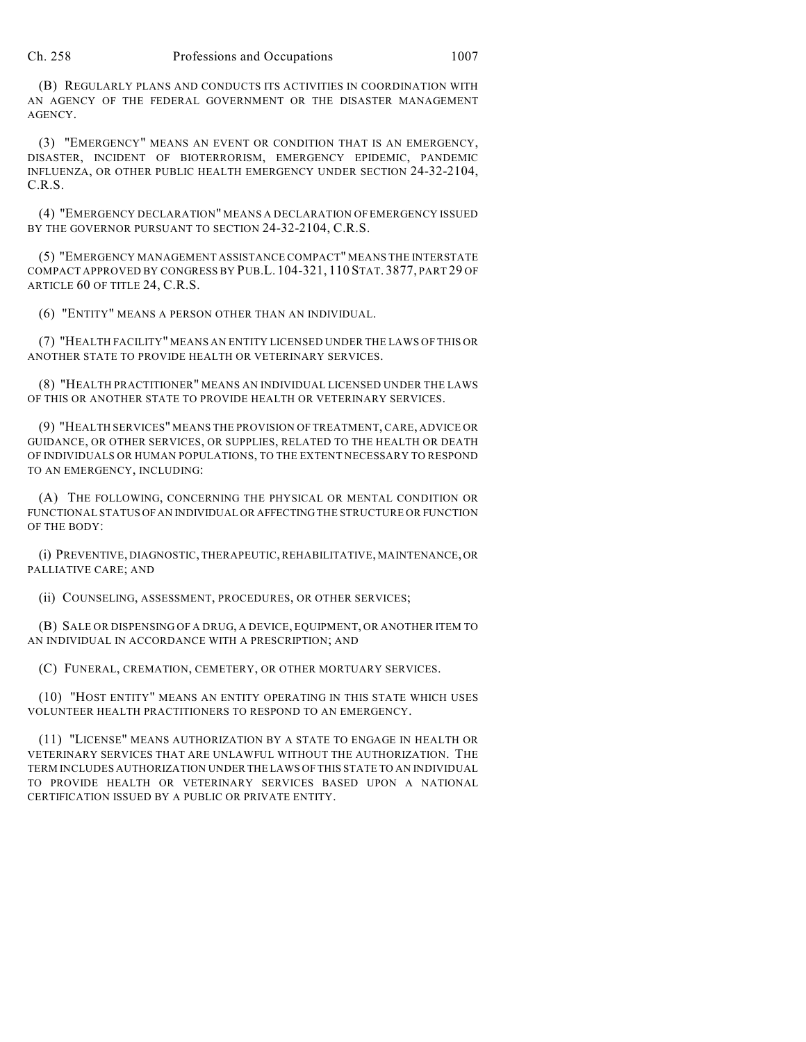(B) REGULARLY PLANS AND CONDUCTS ITS ACTIVITIES IN COORDINATION WITH AN AGENCY OF THE FEDERAL GOVERNMENT OR THE DISASTER MANAGEMENT AGENCY.

(3) "EMERGENCY" MEANS AN EVENT OR CONDITION THAT IS AN EMERGENCY, DISASTER, INCIDENT OF BIOTERRORISM, EMERGENCY EPIDEMIC, PANDEMIC INFLUENZA, OR OTHER PUBLIC HEALTH EMERGENCY UNDER SECTION 24-32-2104, C.R.S.

(4) "EMERGENCY DECLARATION" MEANS A DECLARATION OF EMERGENCY ISSUED BY THE GOVERNOR PURSUANT TO SECTION 24-32-2104, C.R.S.

(5) "EMERGENCY MANAGEMENT ASSISTANCE COMPACT" MEANS THE INTERSTATE COMPACT APPROVED BY CONGRESS BY PUB.L. 104-321, 110 STAT. 3877, PART 29 OF ARTICLE 60 OF TITLE 24, C.R.S.

(6) "ENTITY" MEANS A PERSON OTHER THAN AN INDIVIDUAL.

(7) "HEALTH FACILITY" MEANS AN ENTITY LICENSED UNDER THE LAWS OF THIS OR ANOTHER STATE TO PROVIDE HEALTH OR VETERINARY SERVICES.

(8) "HEALTH PRACTITIONER" MEANS AN INDIVIDUAL LICENSED UNDER THE LAWS OF THIS OR ANOTHER STATE TO PROVIDE HEALTH OR VETERINARY SERVICES.

(9) "HEALTH SERVICES" MEANS THE PROVISION OF TREATMENT, CARE, ADVICE OR GUIDANCE, OR OTHER SERVICES, OR SUPPLIES, RELATED TO THE HEALTH OR DEATH OF INDIVIDUALS OR HUMAN POPULATIONS, TO THE EXTENT NECESSARY TO RESPOND TO AN EMERGENCY, INCLUDING:

(A) THE FOLLOWING, CONCERNING THE PHYSICAL OR MENTAL CONDITION OR FUNCTIONAL STATUS OF AN INDIVIDUAL OR AFFECTING THE STRUCTURE OR FUNCTION OF THE BODY:

(i) PREVENTIVE, DIAGNOSTIC, THERAPEUTIC, REHABILITATIVE, MAINTENANCE, OR PALLIATIVE CARE; AND

(ii) COUNSELING, ASSESSMENT, PROCEDURES, OR OTHER SERVICES;

(B) SALE OR DISPENSING OF A DRUG, A DEVICE, EQUIPMENT, OR ANOTHER ITEM TO AN INDIVIDUAL IN ACCORDANCE WITH A PRESCRIPTION; AND

(C) FUNERAL, CREMATION, CEMETERY, OR OTHER MORTUARY SERVICES.

(10) "HOST ENTITY" MEANS AN ENTITY OPERATING IN THIS STATE WHICH USES VOLUNTEER HEALTH PRACTITIONERS TO RESPOND TO AN EMERGENCY.

(11) "LICENSE" MEANS AUTHORIZATION BY A STATE TO ENGAGE IN HEALTH OR VETERINARY SERVICES THAT ARE UNLAWFUL WITHOUT THE AUTHORIZATION. THE TERM INCLUDES AUTHORIZATION UNDER THE LAWS OF THIS STATE TO AN INDIVIDUAL TO PROVIDE HEALTH OR VETERINARY SERVICES BASED UPON A NATIONAL CERTIFICATION ISSUED BY A PUBLIC OR PRIVATE ENTITY.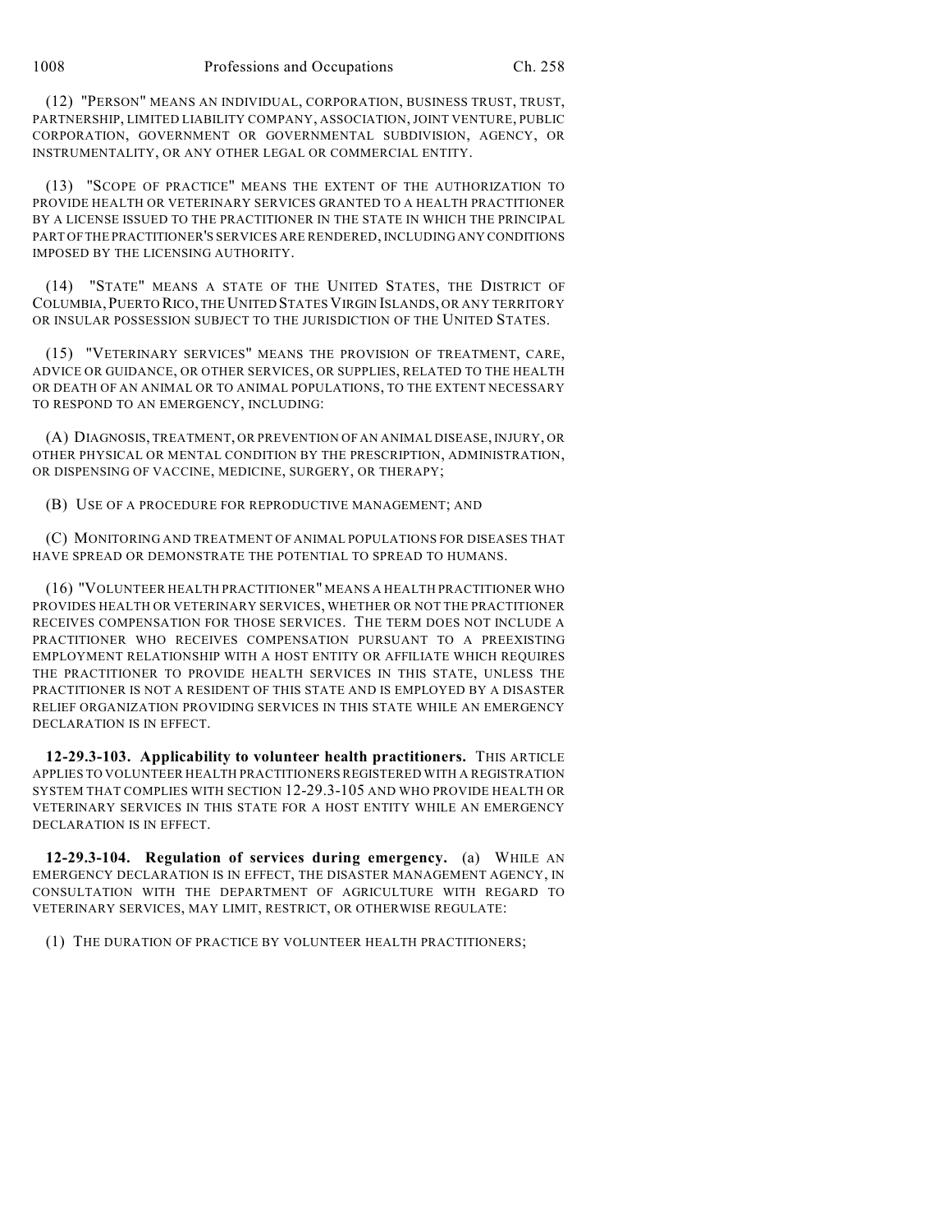(12) "PERSON" MEANS AN INDIVIDUAL, CORPORATION, BUSINESS TRUST, TRUST, PARTNERSHIP, LIMITED LIABILITY COMPANY, ASSOCIATION, JOINT VENTURE, PUBLIC CORPORATION, GOVERNMENT OR GOVERNMENTAL SUBDIVISION, AGENCY, OR INSTRUMENTALITY, OR ANY OTHER LEGAL OR COMMERCIAL ENTITY.

(13) "SCOPE OF PRACTICE" MEANS THE EXTENT OF THE AUTHORIZATION TO PROVIDE HEALTH OR VETERINARY SERVICES GRANTED TO A HEALTH PRACTITIONER BY A LICENSE ISSUED TO THE PRACTITIONER IN THE STATE IN WHICH THE PRINCIPAL PART OF THE PRACTITIONER'S SERVICES ARE RENDERED, INCLUDING ANY CONDITIONS IMPOSED BY THE LICENSING AUTHORITY.

(14) "STATE" MEANS A STATE OF THE UNITED STATES, THE DISTRICT OF COLUMBIA, PUERTO RICO, THE UNITED STATES VIRGIN ISLANDS, OR ANY TERRITORY OR INSULAR POSSESSION SUBJECT TO THE JURISDICTION OF THE UNITED STATES.

(15) "VETERINARY SERVICES" MEANS THE PROVISION OF TREATMENT, CARE, ADVICE OR GUIDANCE, OR OTHER SERVICES, OR SUPPLIES, RELATED TO THE HEALTH OR DEATH OF AN ANIMAL OR TO ANIMAL POPULATIONS, TO THE EXTENT NECESSARY TO RESPOND TO AN EMERGENCY, INCLUDING:

(A) DIAGNOSIS, TREATMENT, OR PREVENTION OF AN ANIMAL DISEASE, INJURY, OR OTHER PHYSICAL OR MENTAL CONDITION BY THE PRESCRIPTION, ADMINISTRATION, OR DISPENSING OF VACCINE, MEDICINE, SURGERY, OR THERAPY;

(B) USE OF A PROCEDURE FOR REPRODUCTIVE MANAGEMENT; AND

(C) MONITORING AND TREATMENT OF ANIMAL POPULATIONS FOR DISEASES THAT HAVE SPREAD OR DEMONSTRATE THE POTENTIAL TO SPREAD TO HUMANS.

(16) "VOLUNTEER HEALTH PRACTITIONER" MEANS A HEALTH PRACTITIONER WHO PROVIDES HEALTH OR VETERINARY SERVICES, WHETHER OR NOT THE PRACTITIONER RECEIVES COMPENSATION FOR THOSE SERVICES. THE TERM DOES NOT INCLUDE A PRACTITIONER WHO RECEIVES COMPENSATION PURSUANT TO A PREEXISTING EMPLOYMENT RELATIONSHIP WITH A HOST ENTITY OR AFFILIATE WHICH REQUIRES THE PRACTITIONER TO PROVIDE HEALTH SERVICES IN THIS STATE, UNLESS THE PRACTITIONER IS NOT A RESIDENT OF THIS STATE AND IS EMPLOYED BY A DISASTER RELIEF ORGANIZATION PROVIDING SERVICES IN THIS STATE WHILE AN EMERGENCY DECLARATION IS IN EFFECT.

**12-29.3-103. Applicability to volunteer health practitioners.** THIS ARTICLE APPLIES TO VOLUNTEER HEALTH PRACTITIONERS REGISTERED WITH A REGISTRATION SYSTEM THAT COMPLIES WITH SECTION 12-29.3-105 AND WHO PROVIDE HEALTH OR VETERINARY SERVICES IN THIS STATE FOR A HOST ENTITY WHILE AN EMERGENCY DECLARATION IS IN EFFECT.

**12-29.3-104. Regulation of services during emergency.** (a) WHILE AN EMERGENCY DECLARATION IS IN EFFECT, THE DISASTER MANAGEMENT AGENCY, IN CONSULTATION WITH THE DEPARTMENT OF AGRICULTURE WITH REGARD TO VETERINARY SERVICES, MAY LIMIT, RESTRICT, OR OTHERWISE REGULATE:

(1) THE DURATION OF PRACTICE BY VOLUNTEER HEALTH PRACTITIONERS;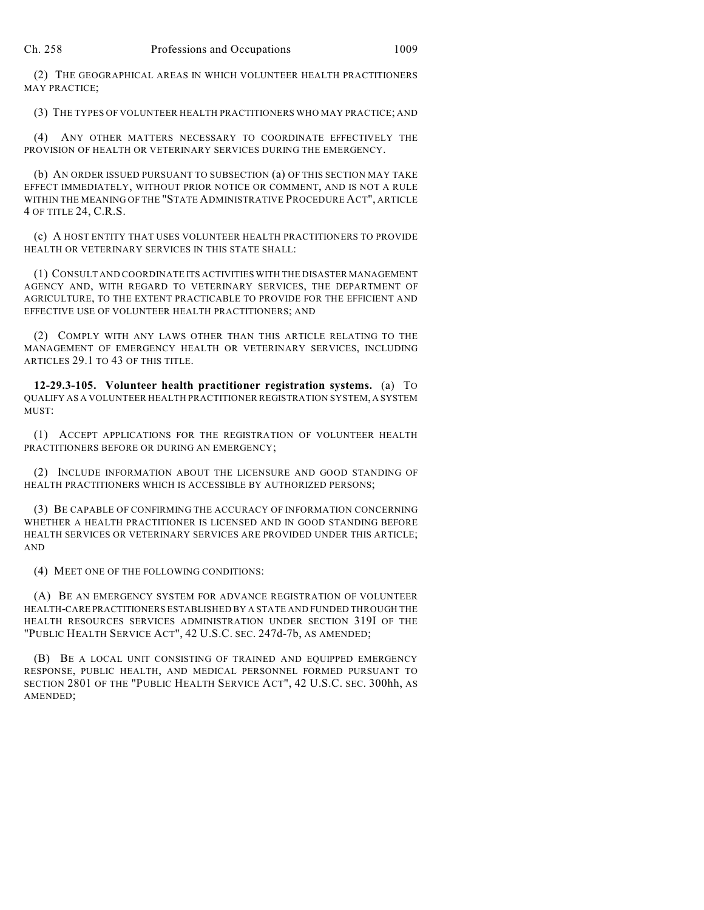(2) THE GEOGRAPHICAL AREAS IN WHICH VOLUNTEER HEALTH PRACTITIONERS MAY PRACTICE;

(3) THE TYPES OF VOLUNTEER HEALTH PRACTITIONERS WHO MAY PRACTICE; AND

(4) ANY OTHER MATTERS NECESSARY TO COORDINATE EFFECTIVELY THE PROVISION OF HEALTH OR VETERINARY SERVICES DURING THE EMERGENCY.

(b) AN ORDER ISSUED PURSUANT TO SUBSECTION (a) OF THIS SECTION MAY TAKE EFFECT IMMEDIATELY, WITHOUT PRIOR NOTICE OR COMMENT, AND IS NOT A RULE WITHIN THE MEANING OF THE "STATE ADMINISTRATIVE PROCEDURE ACT", ARTICLE 4 OF TITLE 24, C.R.S.

(c) A HOST ENTITY THAT USES VOLUNTEER HEALTH PRACTITIONERS TO PROVIDE HEALTH OR VETERINARY SERVICES IN THIS STATE SHALL:

(1) CONSULT AND COORDINATE ITS ACTIVITIES WITH THE DISASTER MANAGEMENT AGENCY AND, WITH REGARD TO VETERINARY SERVICES, THE DEPARTMENT OF AGRICULTURE, TO THE EXTENT PRACTICABLE TO PROVIDE FOR THE EFFICIENT AND EFFECTIVE USE OF VOLUNTEER HEALTH PRACTITIONERS; AND

(2) COMPLY WITH ANY LAWS OTHER THAN THIS ARTICLE RELATING TO THE MANAGEMENT OF EMERGENCY HEALTH OR VETERINARY SERVICES, INCLUDING ARTICLES 29.1 TO 43 OF THIS TITLE.

**12-29.3-105. Volunteer health practitioner registration systems.** (a) TO QUALIFY AS A VOLUNTEER HEALTH PRACTITIONER REGISTRATION SYSTEM, A SYSTEM MUST:

(1) ACCEPT APPLICATIONS FOR THE REGISTRATION OF VOLUNTEER HEALTH PRACTITIONERS BEFORE OR DURING AN EMERGENCY;

(2) INCLUDE INFORMATION ABOUT THE LICENSURE AND GOOD STANDING OF HEALTH PRACTITIONERS WHICH IS ACCESSIBLE BY AUTHORIZED PERSONS;

(3) BE CAPABLE OF CONFIRMING THE ACCURACY OF INFORMATION CONCERNING WHETHER A HEALTH PRACTITIONER IS LICENSED AND IN GOOD STANDING BEFORE HEALTH SERVICES OR VETERINARY SERVICES ARE PROVIDED UNDER THIS ARTICLE; AND

(4) MEET ONE OF THE FOLLOWING CONDITIONS:

(A) BE AN EMERGENCY SYSTEM FOR ADVANCE REGISTRATION OF VOLUNTEER HEALTH-CARE PRACTITIONERS ESTABLISHED BY A STATE AND FUNDED THROUGH THE HEALTH RESOURCES SERVICES ADMINISTRATION UNDER SECTION 319I OF THE "PUBLIC HEALTH SERVICE ACT", 42 U.S.C. SEC. 247d-7b, AS AMENDED;

(B) BE A LOCAL UNIT CONSISTING OF TRAINED AND EQUIPPED EMERGENCY RESPONSE, PUBLIC HEALTH, AND MEDICAL PERSONNEL FORMED PURSUANT TO SECTION 2801 OF THE "PUBLIC HEALTH SERVICE ACT", 42 U.S.C. SEC. 300hh, AS AMENDED;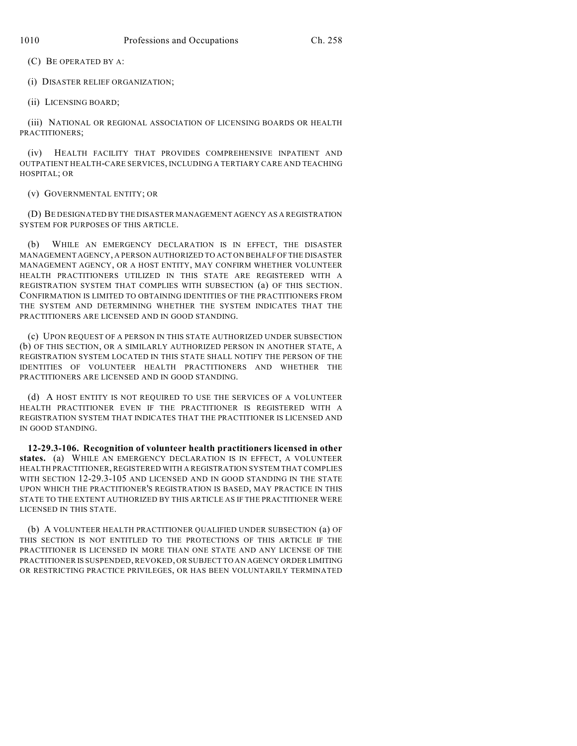(C) BE OPERATED BY A:

(i) DISASTER RELIEF ORGANIZATION;

(ii) LICENSING BOARD;

(iii) NATIONAL OR REGIONAL ASSOCIATION OF LICENSING BOARDS OR HEALTH PRACTITIONERS;

(iv) HEALTH FACILITY THAT PROVIDES COMPREHENSIVE INPATIENT AND OUTPATIENT HEALTH-CARE SERVICES, INCLUDING A TERTIARY CARE AND TEACHING HOSPITAL; OR

(v) GOVERNMENTAL ENTITY; OR

(D) BE DESIGNATED BY THE DISASTER MANAGEMENT AGENCY AS A REGISTRATION SYSTEM FOR PURPOSES OF THIS ARTICLE.

(b) WHILE AN EMERGENCY DECLARATION IS IN EFFECT, THE DISASTER MANAGEMENT AGENCY, A PERSON AUTHORIZED TO ACT ON BEHALF OF THE DISASTER MANAGEMENT AGENCY, OR A HOST ENTITY, MAY CONFIRM WHETHER VOLUNTEER HEALTH PRACTITIONERS UTILIZED IN THIS STATE ARE REGISTERED WITH A REGISTRATION SYSTEM THAT COMPLIES WITH SUBSECTION (a) OF THIS SECTION. CONFIRMATION IS LIMITED TO OBTAINING IDENTITIES OF THE PRACTITIONERS FROM THE SYSTEM AND DETERMINING WHETHER THE SYSTEM INDICATES THAT THE PRACTITIONERS ARE LICENSED AND IN GOOD STANDING.

(c) UPON REQUEST OF A PERSON IN THIS STATE AUTHORIZED UNDER SUBSECTION (b) OF THIS SECTION, OR A SIMILARLY AUTHORIZED PERSON IN ANOTHER STATE, A REGISTRATION SYSTEM LOCATED IN THIS STATE SHALL NOTIFY THE PERSON OF THE IDENTITIES OF VOLUNTEER HEALTH PRACTITIONERS AND WHETHER THE PRACTITIONERS ARE LICENSED AND IN GOOD STANDING.

(d) A HOST ENTITY IS NOT REQUIRED TO USE THE SERVICES OF A VOLUNTEER HEALTH PRACTITIONER EVEN IF THE PRACTITIONER IS REGISTERED WITH A REGISTRATION SYSTEM THAT INDICATES THAT THE PRACTITIONER IS LICENSED AND IN GOOD STANDING.

**12-29.3-106. Recognition of volunteer health practitioners licensed in other states.** (a) WHILE AN EMERGENCY DECLARATION IS IN EFFECT, A VOLUNTEER HEALTH PRACTITIONER, REGISTERED WITH A REGISTRATION SYSTEM THAT COMPLIES WITH SECTION 12-29.3-105 AND LICENSED AND IN GOOD STANDING IN THE STATE UPON WHICH THE PRACTITIONER'S REGISTRATION IS BASED, MAY PRACTICE IN THIS STATE TO THE EXTENT AUTHORIZED BY THIS ARTICLE AS IF THE PRACTITIONER WERE LICENSED IN THIS STATE.

(b) A VOLUNTEER HEALTH PRACTITIONER QUALIFIED UNDER SUBSECTION (a) OF THIS SECTION IS NOT ENTITLED TO THE PROTECTIONS OF THIS ARTICLE IF THE PRACTITIONER IS LICENSED IN MORE THAN ONE STATE AND ANY LICENSE OF THE PRACTITIONER IS SUSPENDED, REVOKED, OR SUBJECT TO AN AGENCY ORDER LIMITING OR RESTRICTING PRACTICE PRIVILEGES, OR HAS BEEN VOLUNTARILY TERMINATED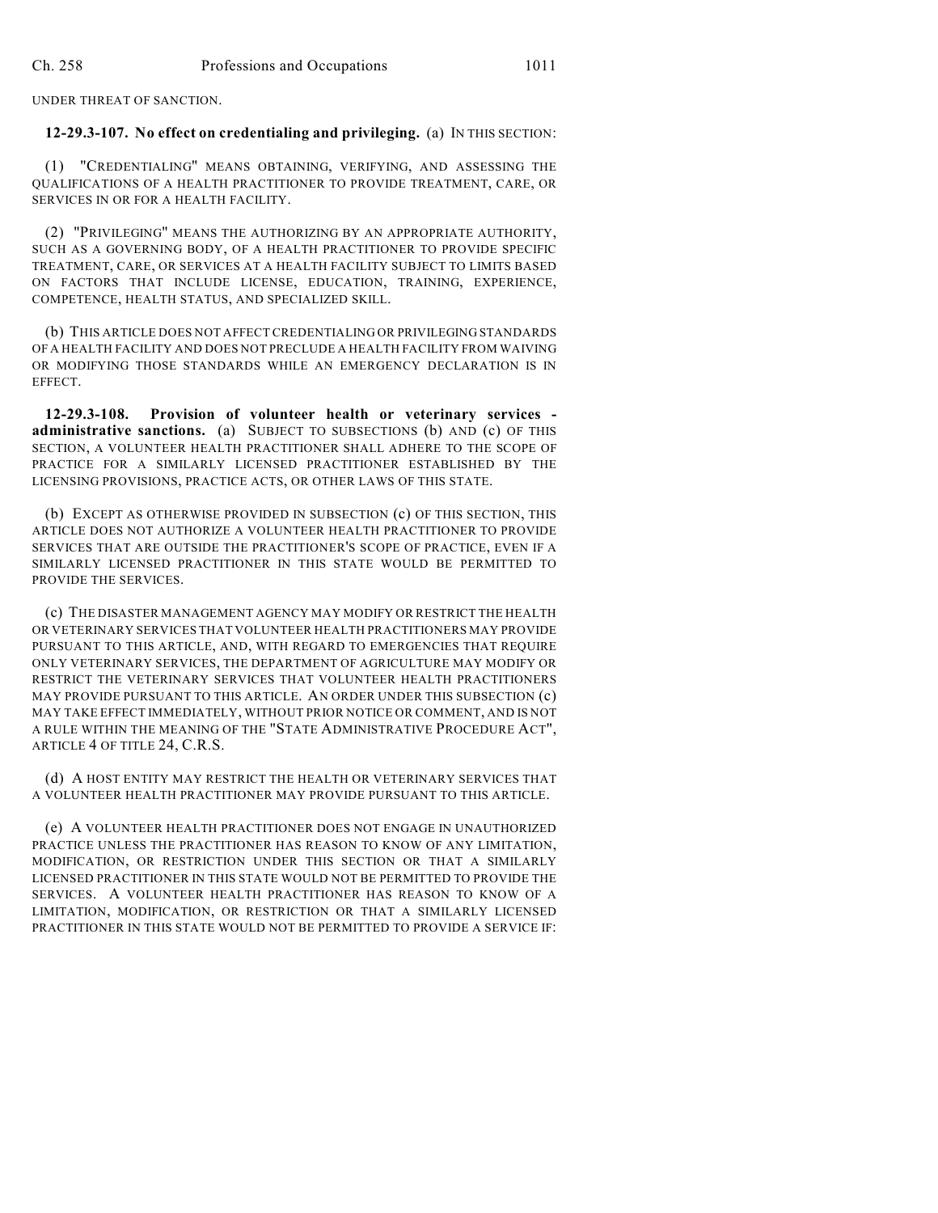UNDER THREAT OF SANCTION.

**12-29.3-107. No effect on credentialing and privileging.** (a) IN THIS SECTION:

(1) "CREDENTIALING" MEANS OBTAINING, VERIFYING, AND ASSESSING THE QUALIFICATIONS OF A HEALTH PRACTITIONER TO PROVIDE TREATMENT, CARE, OR SERVICES IN OR FOR A HEALTH FACILITY.

(2) "PRIVILEGING" MEANS THE AUTHORIZING BY AN APPROPRIATE AUTHORITY, SUCH AS A GOVERNING BODY, OF A HEALTH PRACTITIONER TO PROVIDE SPECIFIC TREATMENT, CARE, OR SERVICES AT A HEALTH FACILITY SUBJECT TO LIMITS BASED ON FACTORS THAT INCLUDE LICENSE, EDUCATION, TRAINING, EXPERIENCE, COMPETENCE, HEALTH STATUS, AND SPECIALIZED SKILL.

(b) THIS ARTICLE DOES NOT AFFECT CREDENTIALING OR PRIVILEGING STANDARDS OF A HEALTH FACILITY AND DOES NOT PRECLUDE A HEALTH FACILITY FROM WAIVING OR MODIFYING THOSE STANDARDS WHILE AN EMERGENCY DECLARATION IS IN EFFECT.

**12-29.3-108. Provision of volunteer health or veterinary services - administrative sanctions.** (a) SUBJECT TO SUBSECTIONS (b) AND (c) OF THIS SECTION, A VOLUNTEER HEALTH PRACTITIONER SHALL ADHERE TO THE SCOPE OF PRACTICE FOR A SIMILARLY LICENSED PRACTITIONER ESTABLISHED BY THE LICENSING PROVISIONS, PRACTICE ACTS, OR OTHER LAWS OF THIS STATE.

(b) EXCEPT AS OTHERWISE PROVIDED IN SUBSECTION (c) OF THIS SECTION, THIS ARTICLE DOES NOT AUTHORIZE A VOLUNTEER HEALTH PRACTITIONER TO PROVIDE SERVICES THAT ARE OUTSIDE THE PRACTITIONER'S SCOPE OF PRACTICE, EVEN IF A SIMILARLY LICENSED PRACTITIONER IN THIS STATE WOULD BE PERMITTED TO PROVIDE THE SERVICES.

(c) THE DISASTER MANAGEMENT AGENCY MAY MODIFY OR RESTRICT THE HEALTH OR VETERINARY SERVICES THAT VOLUNTEER HEALTH PRACTITIONERS MAY PROVIDE PURSUANT TO THIS ARTICLE, AND, WITH REGARD TO EMERGENCIES THAT REQUIRE ONLY VETERINARY SERVICES, THE DEPARTMENT OF AGRICULTURE MAY MODIFY OR RESTRICT THE VETERINARY SERVICES THAT VOLUNTEER HEALTH PRACTITIONERS MAY PROVIDE PURSUANT TO THIS ARTICLE. AN ORDER UNDER THIS SUBSECTION (c) MAY TAKE EFFECT IMMEDIATELY, WITHOUT PRIOR NOTICE OR COMMENT, AND IS NOT A RULE WITHIN THE MEANING OF THE "STATE ADMINISTRATIVE PROCEDURE ACT", ARTICLE 4 OF TITLE 24, C.R.S.

(d) A HOST ENTITY MAY RESTRICT THE HEALTH OR VETERINARY SERVICES THAT A VOLUNTEER HEALTH PRACTITIONER MAY PROVIDE PURSUANT TO THIS ARTICLE.

(e) A VOLUNTEER HEALTH PRACTITIONER DOES NOT ENGAGE IN UNAUTHORIZED PRACTICE UNLESS THE PRACTITIONER HAS REASON TO KNOW OF ANY LIMITATION, MODIFICATION, OR RESTRICTION UNDER THIS SECTION OR THAT A SIMILARLY LICENSED PRACTITIONER IN THIS STATE WOULD NOT BE PERMITTED TO PROVIDE THE SERVICES. A VOLUNTEER HEALTH PRACTITIONER HAS REASON TO KNOW OF A LIMITATION, MODIFICATION, OR RESTRICTION OR THAT A SIMILARLY LICENSED PRACTITIONER IN THIS STATE WOULD NOT BE PERMITTED TO PROVIDE A SERVICE IF: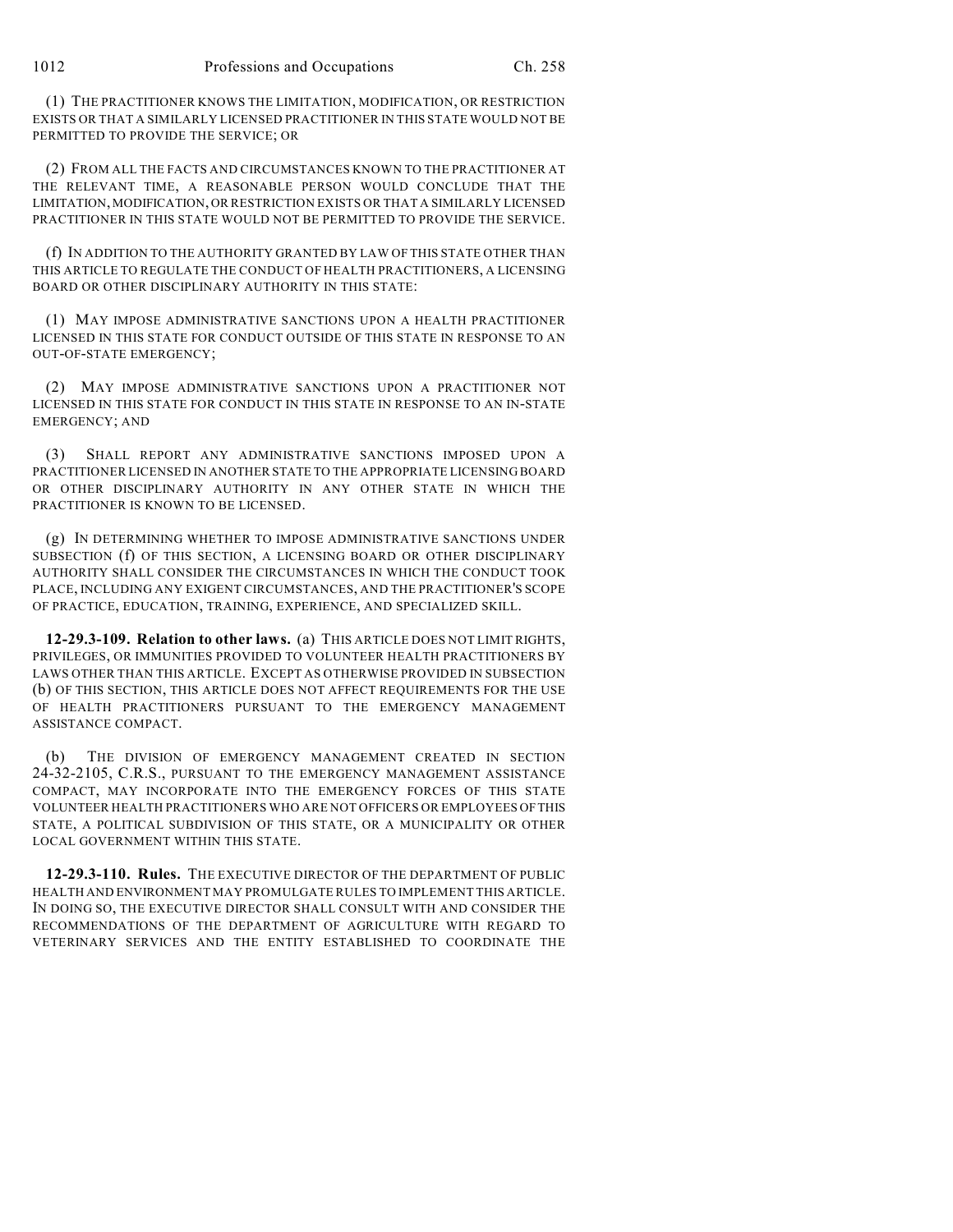(1) THE PRACTITIONER KNOWS THE LIMITATION, MODIFICATION, OR RESTRICTION EXISTS OR THAT A SIMILARLY LICENSED PRACTITIONER IN THIS STATE WOULD NOT BE PERMITTED TO PROVIDE THE SERVICE; OR

(2) FROM ALL THE FACTS AND CIRCUMSTANCES KNOWN TO THE PRACTITIONER AT THE RELEVANT TIME, A REASONABLE PERSON WOULD CONCLUDE THAT THE LIMITATION, MODIFICATION, OR RESTRICTION EXISTS OR THAT A SIMILARLY LICENSED PRACTITIONER IN THIS STATE WOULD NOT BE PERMITTED TO PROVIDE THE SERVICE.

(f) IN ADDITION TO THE AUTHORITY GRANTED BY LAW OF THIS STATE OTHER THAN THIS ARTICLE TO REGULATE THE CONDUCT OF HEALTH PRACTITIONERS, A LICENSING BOARD OR OTHER DISCIPLINARY AUTHORITY IN THIS STATE:

(1) MAY IMPOSE ADMINISTRATIVE SANCTIONS UPON A HEALTH PRACTITIONER LICENSED IN THIS STATE FOR CONDUCT OUTSIDE OF THIS STATE IN RESPONSE TO AN OUT-OF-STATE EMERGENCY;

(2) MAY IMPOSE ADMINISTRATIVE SANCTIONS UPON A PRACTITIONER NOT LICENSED IN THIS STATE FOR CONDUCT IN THIS STATE IN RESPONSE TO AN IN-STATE EMERGENCY; AND

(3) SHALL REPORT ANY ADMINISTRATIVE SANCTIONS IMPOSED UPON A PRACTITIONER LICENSED IN ANOTHER STATE TO THE APPROPRIATE LICENSING BOARD OR OTHER DISCIPLINARY AUTHORITY IN ANY OTHER STATE IN WHICH THE PRACTITIONER IS KNOWN TO BE LICENSED.

(g) IN DETERMINING WHETHER TO IMPOSE ADMINISTRATIVE SANCTIONS UNDER SUBSECTION (f) OF THIS SECTION, A LICENSING BOARD OR OTHER DISCIPLINARY AUTHORITY SHALL CONSIDER THE CIRCUMSTANCES IN WHICH THE CONDUCT TOOK PLACE, INCLUDING ANY EXIGENT CIRCUMSTANCES, AND THE PRACTITIONER'S SCOPE OF PRACTICE, EDUCATION, TRAINING, EXPERIENCE, AND SPECIALIZED SKILL.

**12-29.3-109. Relation to other laws.** (a) THIS ARTICLE DOES NOT LIMIT RIGHTS, PRIVILEGES, OR IMMUNITIES PROVIDED TO VOLUNTEER HEALTH PRACTITIONERS BY LAWS OTHER THAN THIS ARTICLE. EXCEPT AS OTHERWISE PROVIDED IN SUBSECTION (b) OF THIS SECTION, THIS ARTICLE DOES NOT AFFECT REQUIREMENTS FOR THE USE OF HEALTH PRACTITIONERS PURSUANT TO THE EMERGENCY MANAGEMENT ASSISTANCE COMPACT.

(b) THE DIVISION OF EMERGENCY MANAGEMENT CREATED IN SECTION 24-32-2105, C.R.S., PURSUANT TO THE EMERGENCY MANAGEMENT ASSISTANCE COMPACT, MAY INCORPORATE INTO THE EMERGENCY FORCES OF THIS STATE VOLUNTEER HEALTH PRACTITIONERS WHO ARE NOT OFFICERS OR EMPLOYEES OF THIS STATE, A POLITICAL SUBDIVISION OF THIS STATE, OR A MUNICIPALITY OR OTHER LOCAL GOVERNMENT WITHIN THIS STATE.

**12-29.3-110. Rules.** THE EXECUTIVE DIRECTOR OF THE DEPARTMENT OF PUBLIC HEALTH AND ENVIRONMENT MAY PROMULGATE RULES TO IMPLEMENT THIS ARTICLE. IN DOING SO, THE EXECUTIVE DIRECTOR SHALL CONSULT WITH AND CONSIDER THE RECOMMENDATIONS OF THE DEPARTMENT OF AGRICULTURE WITH REGARD TO VETERINARY SERVICES AND THE ENTITY ESTABLISHED TO COORDINATE THE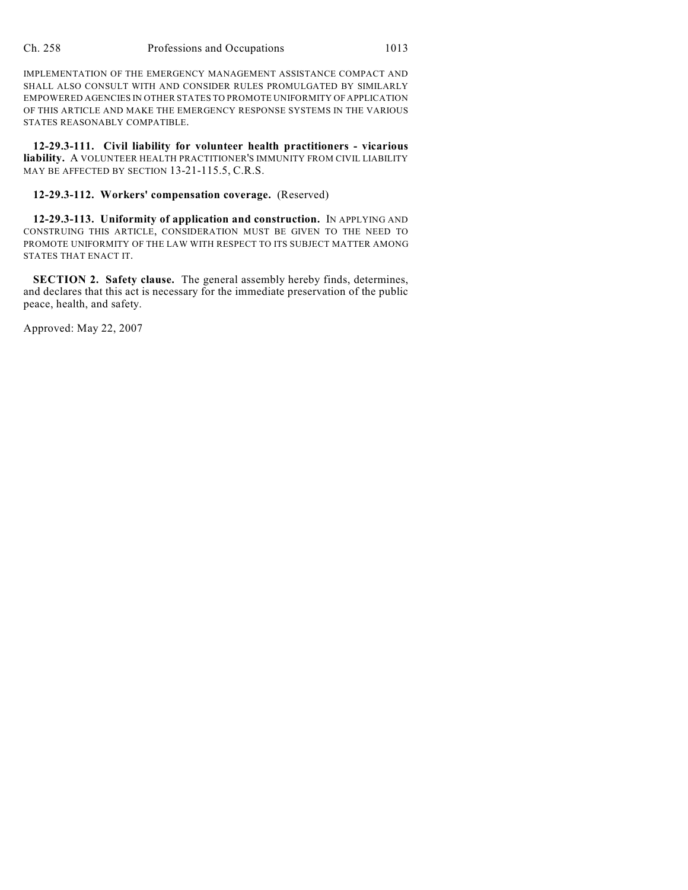IMPLEMENTATION OF THE EMERGENCY MANAGEMENT ASSISTANCE COMPACT AND SHALL ALSO CONSULT WITH AND CONSIDER RULES PROMULGATED BY SIMILARLY EMPOWERED AGENCIES IN OTHER STATES TO PROMOTE UNIFORMITY OF APPLICATION OF THIS ARTICLE AND MAKE THE EMERGENCY RESPONSE SYSTEMS IN THE VARIOUS STATES REASONABLY COMPATIBLE.

**12-29.3-111. Civil liability for volunteer health practitioners - vicarious liability.** A VOLUNTEER HEALTH PRACTITIONER'S IMMUNITY FROM CIVIL LIABILITY MAY BE AFFECTED BY SECTION 13-21-115.5, C.R.S.

**12-29.3-112. Workers' compensation coverage.** (Reserved)

**12-29.3-113. Uniformity of application and construction.** IN APPLYING AND CONSTRUING THIS ARTICLE, CONSIDERATION MUST BE GIVEN TO THE NEED TO PROMOTE UNIFORMITY OF THE LAW WITH RESPECT TO ITS SUBJECT MATTER AMONG STATES THAT ENACT IT.

**SECTION 2. Safety clause.** The general assembly hereby finds, determines, and declares that this act is necessary for the immediate preservation of the public peace, health, and safety.

Approved: May 22, 2007